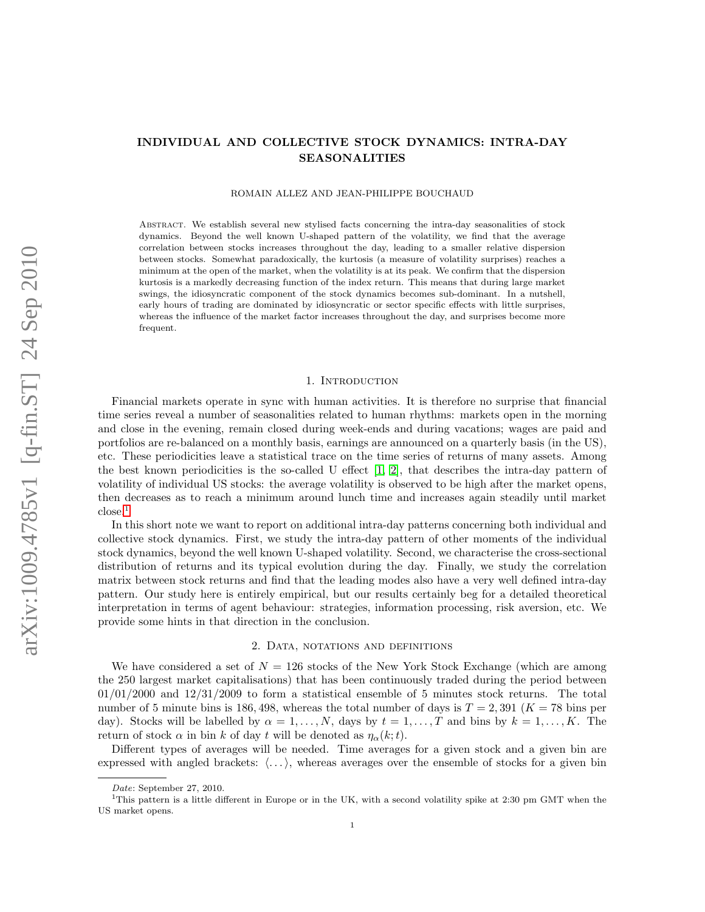# INDIVIDUAL AND COLLECTIVE STOCK DYNAMICS: INTRA-DAY SEASONALITIES

ROMAIN ALLEZ AND JEAN-PHILIPPE BOUCHAUD

Abstract. We establish several new stylised facts concerning the intra-day seasonalities of stock dynamics. Beyond the well known U-shaped pattern of the volatility, we find that the average correlation between stocks increases throughout the day, leading to a smaller relative dispersion between stocks. Somewhat paradoxically, the kurtosis (a measure of volatility surprises) reaches a minimum at the open of the market, when the volatility is at its peak. We confirm that the dispersion kurtosis is a markedly decreasing function of the index return. This means that during large market swings, the idiosyncratic component of the stock dynamics becomes sub-dominant. In a nutshell, early hours of trading are dominated by idiosyncratic or sector specific effects with little surprises, whereas the influence of the market factor increases throughout the day, and surprises become more frequent.

## 1. Introduction

Financial markets operate in sync with human activities. It is therefore no surprise that financial time series reveal a number of seasonalities related to human rhythms: markets open in the morning and close in the evening, remain closed during week-ends and during vacations; wages are paid and portfolios are re-balanced on a monthly basis, earnings are announced on a quarterly basis (in the US), etc. These periodicities leave a statistical trace on the time series of returns of many assets. Among the best known periodicities is the so-called U effect [1, 2], that describes the intra-day pattern of volatility of individual US stocks: the average volatility is observed to be high after the market opens, then decreases as to reach a minimum around lunch time and increases again steadily until market close.[1]

In this short note we want to report on additional intra-day patterns concerning both individual and collective stock dynamics. First, we study the intra-day pattern of other moments of the individual stock dynamics, beyond the well known U-shaped volatility. Second, we characterise the cross-sectional distribution of returns and its typical evolution during the day. Finally, we study the correlation matrix between stock returns and find that the leading modes also have a very well defined intra-day pattern. Our study here is entirely empirical, but our results certainly beg for a detailed theoretical interpretation in terms of agent behaviour: strategies, information processing, risk aversion, etc. We provide some hints in that direction in the conclusion.

## 2. Data, notations and definitions

We have considered a set of $N = 126$ stocks of the New York Stock Exchange (which are among the 250 largest market capitalisations) that has been continuously traded during the period between 01/01/2000 and 12/31/2009 to form a statistical ensemble of 5 minutes stock returns. The total number of 5 minute bins is 186,498, whereas the total number of days is $T = 2,391$ ($K = 78$ bins per day). Stocks will be labelled by $\alpha = 1, \ldots, N$, days by $t = 1, \ldots, T$ and bins by $k = 1, \ldots, K$. The return of stock $\alpha$ in bin $k$ of day $t$ will be denoted as $\eta_\alpha(k;t)$.

Different types of averages will be needed. Time averages for a given stock and a given bin are expressed with angled brackets: $\langle \ldots \rangle$, whereas averages over the ensemble of stocks for a given bin

*Date*: September 27, 2010.

[1] This pattern is a little different in Europe or in the UK, with a second volatility spike at 2:30 pm GMT when the US market opens.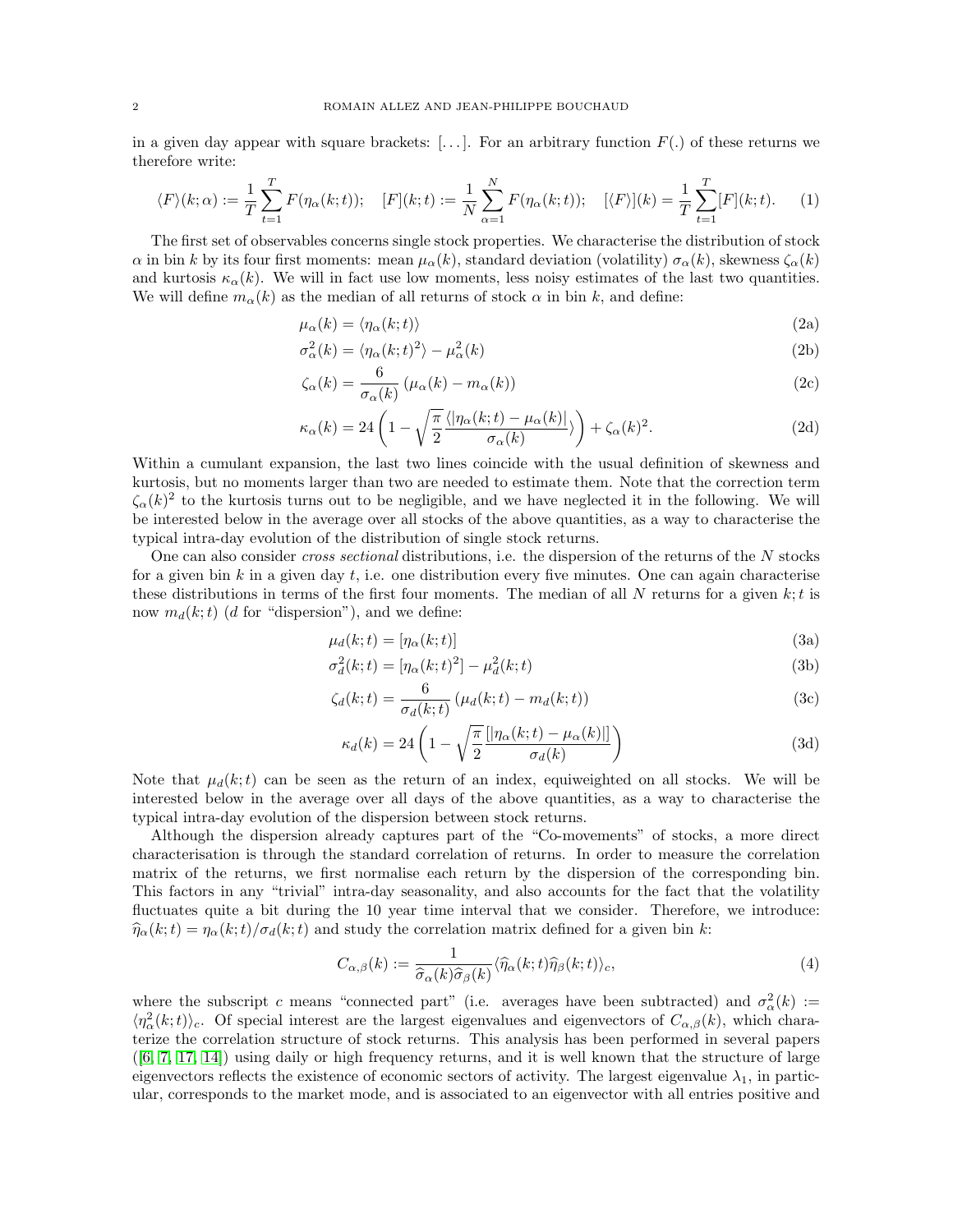in a given day appear with square brackets: $[\ldots]$. For an arbitrary function $F(.)$ of these returns we therefore write:

$$\langle F\rangle(k;\alpha) := \frac{1}{T}\sum_{t=1}^{T} F(\eta_\alpha(k;t)); \quad [F](k;t) := \frac{1}{N}\sum_{\alpha=1}^{N} F(\eta_\alpha(k;t)); \quad [\langle F\rangle](k) = \frac{1}{T}\sum_{t=1}^{T}[F](k;t). \tag{1}$$

The first set of observables concerns single stock properties. We characterise the distribution of stock $\alpha$ in bin $k$ by its four first moments: mean $\mu_\alpha(k)$, standard deviation (volatility) $\sigma_\alpha(k)$, skewness $\zeta_\alpha(k)$ and kurtosis $\kappa_\alpha(k)$. We will in fact use low moments, less noisy estimates of the last two quantities. We will define $m_\alpha(k)$ as the median of all returns of stock $\alpha$ in bin $k$, and define:

$$\mu_\alpha(k) = \langle \eta_\alpha(k;t)\rangle \tag{2a}$$

$$\sigma_\alpha^2(k) = \langle \eta_\alpha(k;t)^2\rangle - \mu_\alpha^2(k) \tag{2b}$$

$$\zeta_\alpha(k) = \frac{6}{\sigma_\alpha(k)}\left(\mu_\alpha(k) - m_\alpha(k)\right) \tag{2c}$$

$$\kappa_\alpha(k) = 24\left(1 - \sqrt{\frac{\pi}{2}}\frac{\langle|\eta_\alpha(k;t)-\mu_\alpha(k)|\rangle}{\sigma_\alpha(k)}\right) + \zeta_\alpha(k)^2. \tag{2d}$$

Within a cumulant expansion, the last two lines coincide with the usual definition of skewness and kurtosis, but no moments larger than two are needed to estimate them. Note that the correction term $\zeta_\alpha(k)^2$ to the kurtosis turns out to be negligible, and we have neglected it in the following. We will be interested below in the average over all stocks of the above quantities, as a way to characterise the typical intra-day evolution of the distribution of single stock returns.

One can also consider *cross sectional* distributions, i.e. the dispersion of the returns of the $N$ stocks for a given bin $k$ in a given day $t$, i.e. one distribution every five minutes. One can again characterise these distributions in terms of the first four moments. The median of all $N$ returns for a given $k;t$ is now $m_d(k;t)$ ($d$ for "dispersion"), and we define:

$$\mu_d(k;t) = [\eta_\alpha(k;t)] \tag{3a}$$

$$\sigma_d^2(k;t) = [\eta_\alpha(k;t)^2] - \mu_d^2(k;t) \tag{3b}$$

$$\zeta_d(k;t) = \frac{6}{\sigma_d(k;t)}\left(\mu_d(k;t) - m_d(k;t)\right) \tag{3c}$$

$$\kappa_d(k) = 24\left(1 - \sqrt{\frac{\pi}{2}}\frac{[|\eta_\alpha(k;t)-\mu_\alpha(k)|]}{\sigma_d(k)}\right) \tag{3d}$$

Note that $\mu_d(k;t)$ can be seen as the return of an index, equiweighted on all stocks. We will be interested below in the average over all days of the above quantities, as a way to characterise the typical intra-day evolution of the dispersion between stock returns.

Although the dispersion already captures part of the "Co-movements" of stocks, a more direct characterisation is through the standard correlation of returns. In order to measure the correlation matrix of the returns, we first normalise each return by the dispersion of the corresponding bin. This factors in any "trivial" intra-day seasonality, and also accounts for the fact that the volatility fluctuates quite a bit during the 10 year time interval that we consider. Therefore, we introduce: $\widehat{\eta}_\alpha(k;t) = \eta_\alpha(k;t)/\sigma_d(k;t)$ and study the correlation matrix defined for a given bin $k$:

$$C_{\alpha,\beta}(k) := \frac{1}{\widehat{\sigma}_\alpha(k)\widehat{\sigma}_\beta(k)}\langle \widehat{\eta}_\alpha(k;t)\widehat{\eta}_\beta(k;t)\rangle_c, \tag{4}$$

where the subscript $c$ means "connected part" (i.e. averages have been subtracted) and $\sigma_\alpha^2(k) := \langle \eta_\alpha^2(k;t)\rangle_c$. Of special interest are the largest eigenvalues and eigenvectors of $C_{\alpha,\beta}(k)$, which characterize the correlation structure of stock returns. This analysis has been performed in several papers ([6, 7, 17, 14]) using daily or high frequency returns, and it is well known that the structure of large eigenvectors reflects the existence of economic sectors of activity. The largest eigenvalue $\lambda_1$, in particular, corresponds to the market mode, and is associated to an eigenvector with all entries positive and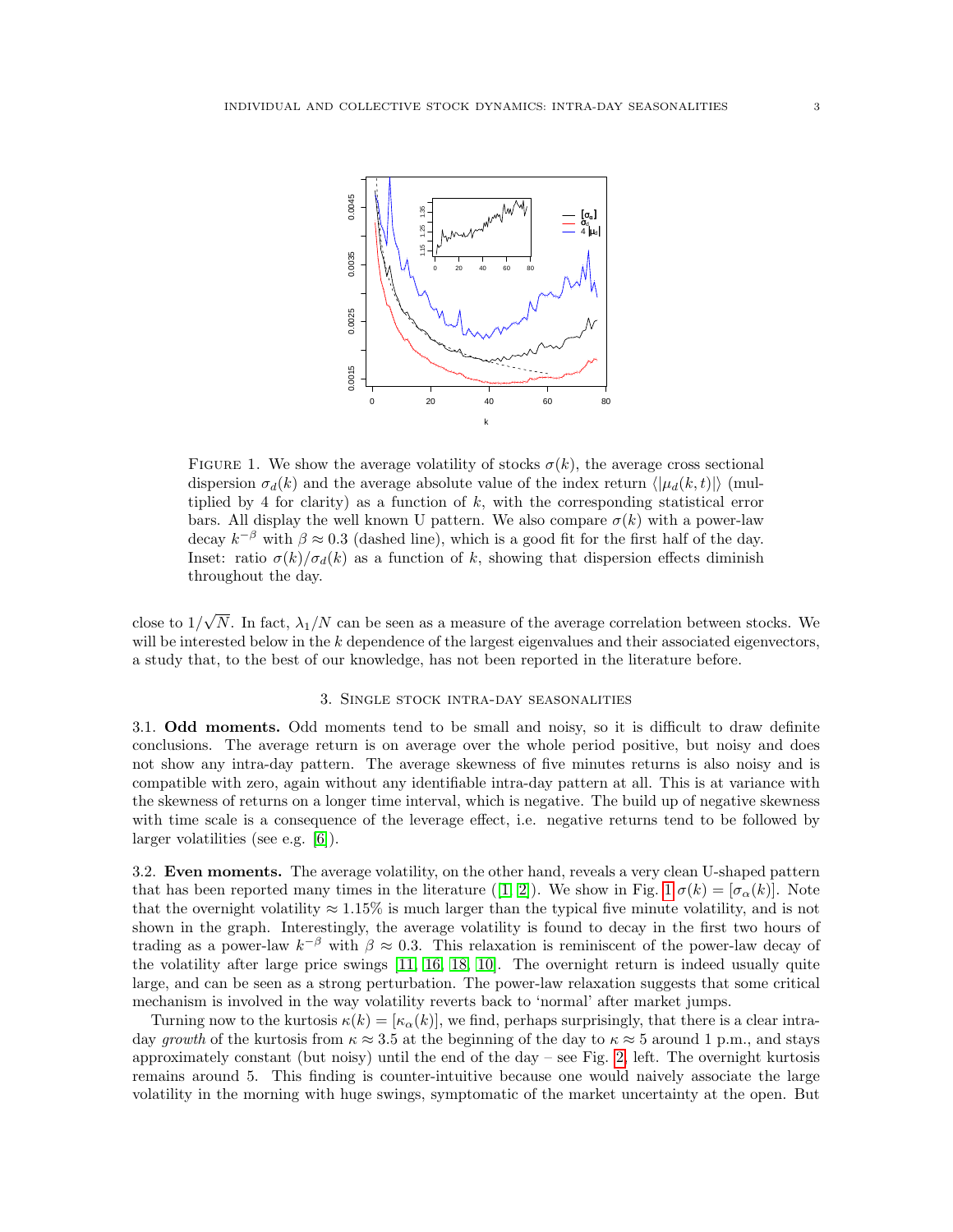0.0045
0.0035
0.0025
0.0015
0
20
40
60
80
k
1.15
1.25
1.35
0
20
40
60
80
$[\sigma_\alpha]$
$\sigma_d$
$4\,|\mu_d|$

FIGURE 1. We show the average volatility of stocks $\sigma(k)$, the average cross sectional dispersion $\sigma_d(k)$ and the average absolute value of the index return $\langle|\mu_d(k,t)|\rangle$ (multiplied by 4 for clarity) as a function of $k$, with the corresponding statistical error bars. All display the well known U pattern. We also compare $\sigma(k)$ with a power-law decay $k^{-\beta}$ with $\beta \approx 0.3$ (dashed line), which is a good fit for the first half of the day. Inset: ratio $\sigma(k)/\sigma_d(k)$ as a function of $k$, showing that dispersion effects diminish throughout the day.

close to $1/\sqrt{N}$. In fact, $\lambda_1/N$ can be seen as a measure of the average correlation between stocks. We will be interested below in the $k$ dependence of the largest eigenvalues and their associated eigenvectors, a study that, to the best of our knowledge, has not been reported in the literature before.

## 3. Single stock intra-day seasonalities

3.1. **Odd moments.** Odd moments tend to be small and noisy, so it is difficult to draw definite conclusions. The average return is on average over the whole period positive, but noisy and does not show any intra-day pattern. The average skewness of five minutes returns is also noisy and is compatible with zero, again without any identifiable intra-day pattern at all. This is at variance with the skewness of returns on a longer time interval, which is negative. The build up of negative skewness with time scale is a consequence of the leverage effect, i.e. negative returns tend to be followed by larger volatilities (see e.g. [6]).

3.2. **Even moments.** The average volatility, on the other hand, reveals a very clean U-shaped pattern that has been reported many times in the literature ([1, 2]). We show in Fig. 1 $\sigma(k) = [\sigma_\alpha(k)]$. Note that the overnight volatility $\approx 1.15\%$ is much larger than the typical five minute volatility, and is not shown in the graph. Interestingly, the average volatility is found to decay in the first two hours of trading as a power-law $k^{-\beta}$ with $\beta \approx 0.3$. This relaxation is reminiscent of the power-law decay of the volatility after large price swings [11, 16, 18, 10]. The overnight return is indeed usually quite large, and can be seen as a strong perturbation. The power-law relaxation suggests that some critical mechanism is involved in the way volatility reverts back to 'normal' after market jumps.

Turning now to the kurtosis $\kappa(k) = [\kappa_\alpha(k)]$, we find, perhaps surprisingly, that there is a clear intra-day *growth* of the kurtosis from $\kappa \approx 3.5$ at the beginning of the day to $\kappa \approx 5$ around 1 p.m., and stays approximately constant (but noisy) until the end of the day – see Fig. 2, left. The overnight kurtosis remains around 5. This finding is counter-intuitive because one would naively associate the large volatility in the morning with huge swings, symptomatic of the market uncertainty at the open. But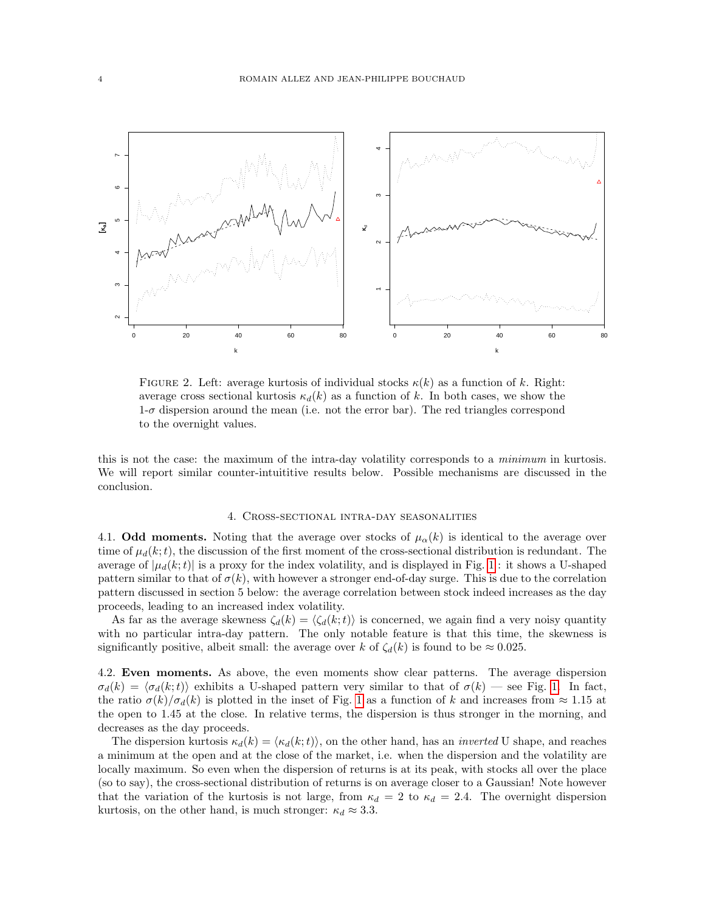[κ_d]

2
3
4
5
6
7

0
20
40
60
80

k

κ_d

1
2
3
4

0
20
40
60
80

k

FIGURE 2. Left: average kurtosis of individual stocks $\kappa(k)$ as a function of $k$. Right: average cross sectional kurtosis $\kappa_d(k)$ as a function of $k$. In both cases, we show the 1-$\sigma$ dispersion around the mean (i.e. not the error bar). The red triangles correspond to the overnight values.

this is not the case: the maximum of the intra-day volatility corresponds to a *minimum* in kurtosis. We will report similar counter-intuititive results below. Possible mechanisms are discussed in the conclusion.

## 4. Cross-sectional intra-day seasonalities

4.1. **Odd moments.** Noting that the average over stocks of $\mu_\alpha(k)$ is identical to the average over time of $\mu_d(k;t)$, the discussion of the first moment of the cross-sectional distribution is redundant. The average of $|\mu_d(k;t)|$ is a proxy for the index volatility, and is displayed in Fig. 1: it shows a U-shaped pattern similar to that of $\sigma(k)$, with however a stronger end-of-day surge. This is due to the correlation pattern discussed in section 5 below: the average correlation between stock indeed increases as the day proceeds, leading to an increased index volatility.

As far as the average skewness $\zeta_d(k) = \langle \zeta_d(k;t) \rangle$ is concerned, we again find a very noisy quantity with no particular intra-day pattern. The only notable feature is that this time, the skewness is significantly positive, albeit small: the average over $k$ of $\zeta_d(k)$ is found to be $\approx 0.025$.

4.2. **Even moments.** As above, the even moments show clear patterns. The average dispersion $\sigma_d(k) = \langle \sigma_d(k;t) \rangle$ exhibits a U-shaped pattern very similar to that of $\sigma(k)$ — see Fig. 1. In fact, the ratio $\sigma(k)/\sigma_d(k)$ is plotted in the inset of Fig. 1 as a function of $k$ and increases from $\approx 1.15$ at the open to 1.45 at the close. In relative terms, the dispersion is thus stronger in the morning, and decreases as the day proceeds.

The dispersion kurtosis $\kappa_d(k) = \langle \kappa_d(k;t) \rangle$, on the other hand, has an *inverted* U shape, and reaches a minimum at the open and at the close of the market, i.e. when the dispersion and the volatility are locally maximum. So even when the dispersion of returns is at its peak, with stocks all over the place (so to say), the cross-sectional distribution of returns is on average closer to a Gaussian! Note however that the variation of the kurtosis is not large, from $\kappa_d = 2$ to $\kappa_d = 2.4$. The overnight dispersion kurtosis, on the other hand, is much stronger: $\kappa_d \approx 3.3$.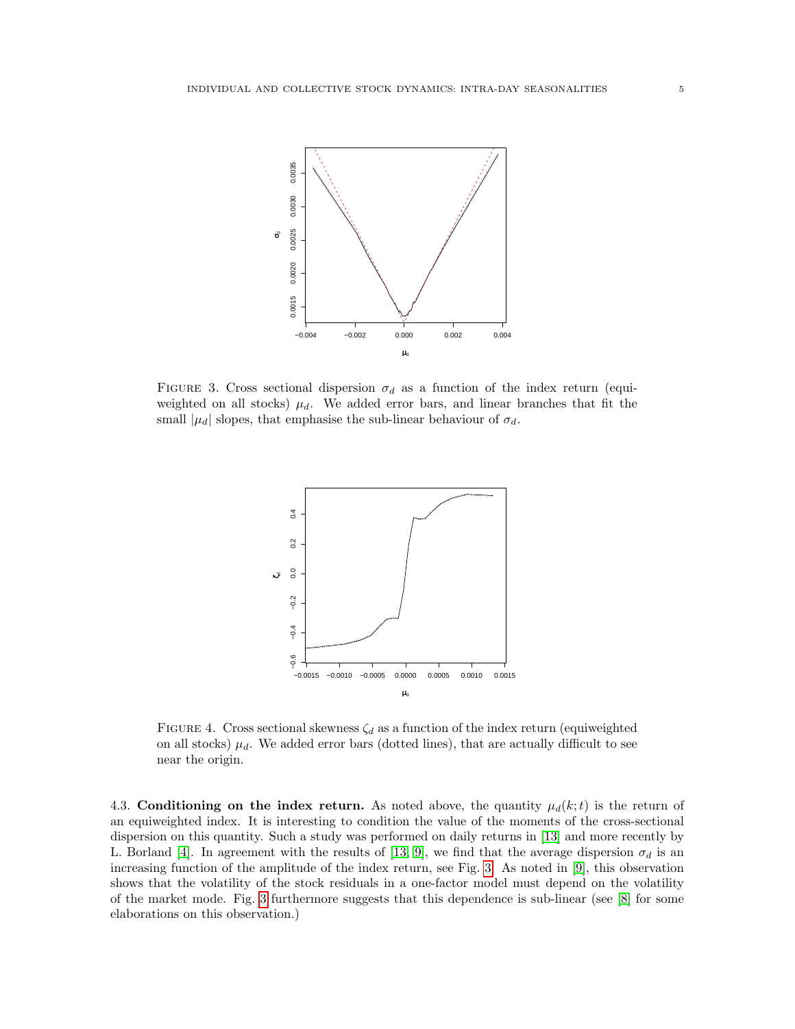0.0015
0.0020
0.0025
0.0030
0.0035

$\sigma_d$

−0.004 −0.002 0.000 0.002 0.004

$\mu_d$

FIGURE 3. Cross sectional dispersion $\sigma_d$ as a function of the index return (equiweighted on all stocks) $\mu_d$. We added error bars, and linear branches that fit the small $|\mu_d|$ slopes, that emphasise the sub-linear behaviour of $\sigma_d$.

−0.6
−0.4
−0.2
0.0
0.2
0.4

$\zeta_d$

−0.0015 −0.0010 −0.0005 0.0000 0.0005 0.0010 0.0015

$\mu_d$

FIGURE 4. Cross sectional skewness $\zeta_d$ as a function of the index return (equiweighted on all stocks) $\mu_d$. We added error bars (dotted lines), that are actually difficult to see near the origin.

### 4.3. **Conditioning on the index return.**

As noted above, the quantity $\mu_d(k;t)$ is the return of an equiweighted index. It is interesting to condition the value of the moments of the cross-sectional dispersion on this quantity. Such a study was performed on daily returns in [13] and more recently by L. Borland [4]. In agreement with the results of [13, 9], we find that the average dispersion $\sigma_d$ is an increasing function of the amplitude of the index return, see Fig. 3. As noted in [9], this observation shows that the volatility of the stock residuals in a one-factor model must depend on the volatility of the market mode. Fig. 3 furthermore suggests that this dependence is sub-linear (see [8] for some elaborations on this observation.)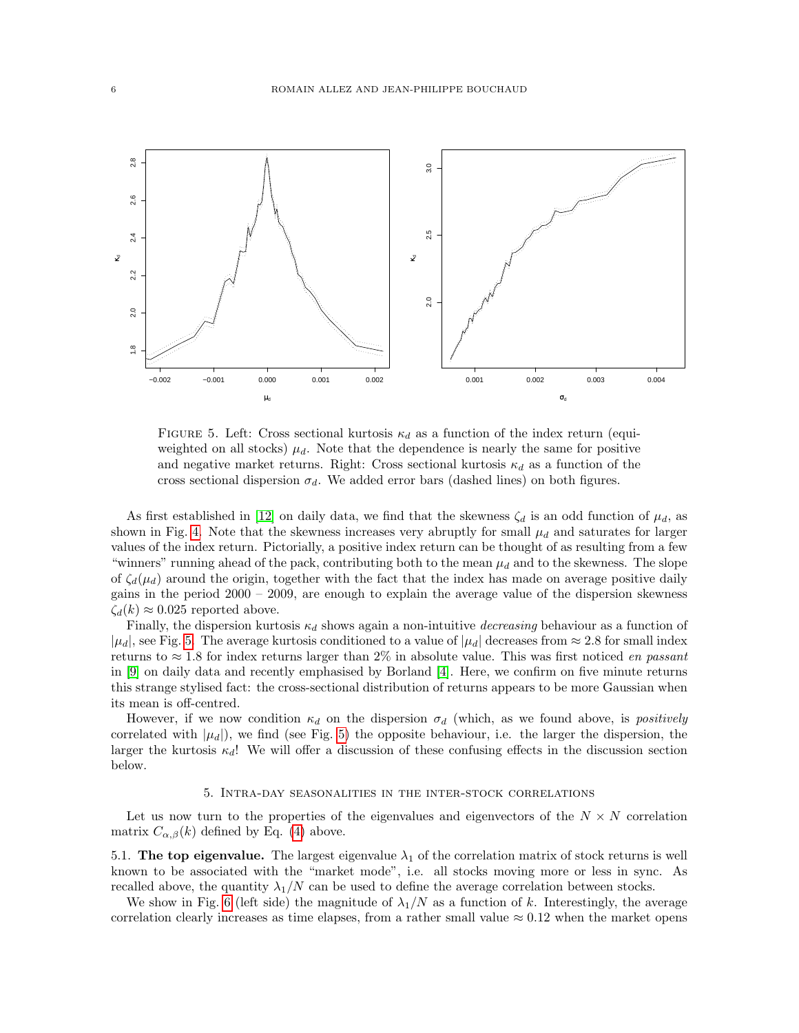κ_d

2.8

2.6

2.4

2.2

2.0

1.8

−0.002 −0.001 0.000 0.001 0.002

μ_d

κ_d

3.0

2.5

2.0

0.001 0.002 0.003 0.004

σ_d

Figure 5. Left: Cross sectional kurtosis $\kappa_d$ as a function of the index return (equi-weighted on all stocks) $\mu_d$. Note that the dependence is nearly the same for positive and negative market returns. Right: Cross sectional kurtosis $\kappa_d$ as a function of the cross sectional dispersion $\sigma_d$. We added error bars (dashed lines) on both figures.

As first established in [12] on daily data, we find that the skewness $\zeta_d$ is an odd function of $\mu_d$, as shown in Fig. 4. Note that the skewness increases very abruptly for small $\mu_d$ and saturates for larger values of the index return. Pictorially, a positive index return can be thought of as resulting from a few "winners" running ahead of the pack, contributing both to the mean $\mu_d$ and to the skewness. The slope of $\zeta_d(\mu_d)$ around the origin, together with the fact that the index has made on average positive daily gains in the period 2000 – 2009, are enough to explain the average value of the dispersion skewness $\zeta_d(k) \approx 0.025$ reported above.

Finally, the dispersion kurtosis $\kappa_d$ shows again a non-intuitive *decreasing* behaviour as a function of $|\mu_d|$, see Fig. 5. The average kurtosis conditioned to a value of $|\mu_d|$ decreases from $\approx 2.8$ for small index returns to $\approx 1.8$ for index returns larger than 2% in absolute value. This was first noticed *en passant* in [9] on daily data and recently emphasised by Borland [4]. Here, we confirm on five minute returns this strange stylised fact: the cross-sectional distribution of returns appears to be more Gaussian when its mean is off-centred.

However, if we now condition $\kappa_d$ on the dispersion $\sigma_d$ (which, as we found above, is *positively* correlated with $|\mu_d|$), we find (see Fig. 5) the opposite behaviour, i.e. the larger the dispersion, the larger the kurtosis $\kappa_d$! We will offer a discussion of these confusing effects in the discussion section below.

## 5. Intra-day seasonalities in the inter-stock correlations

Let us now turn to the properties of the eigenvalues and eigenvectors of the $N \times N$ correlation matrix $C_{\alpha,\beta}(k)$ defined by Eq. (4) above.

5.1. **The top eigenvalue.** The largest eigenvalue $\lambda_1$ of the correlation matrix of stock returns is well known to be associated with the "market mode", i.e. all stocks moving more or less in sync. As recalled above, the quantity $\lambda_1/N$ can be used to define the average correlation between stocks.

We show in Fig. 6 (left side) the magnitude of $\lambda_1/N$ as a function of $k$. Interestingly, the average correlation clearly increases as time elapses, from a rather small value $\approx 0.12$ when the market opens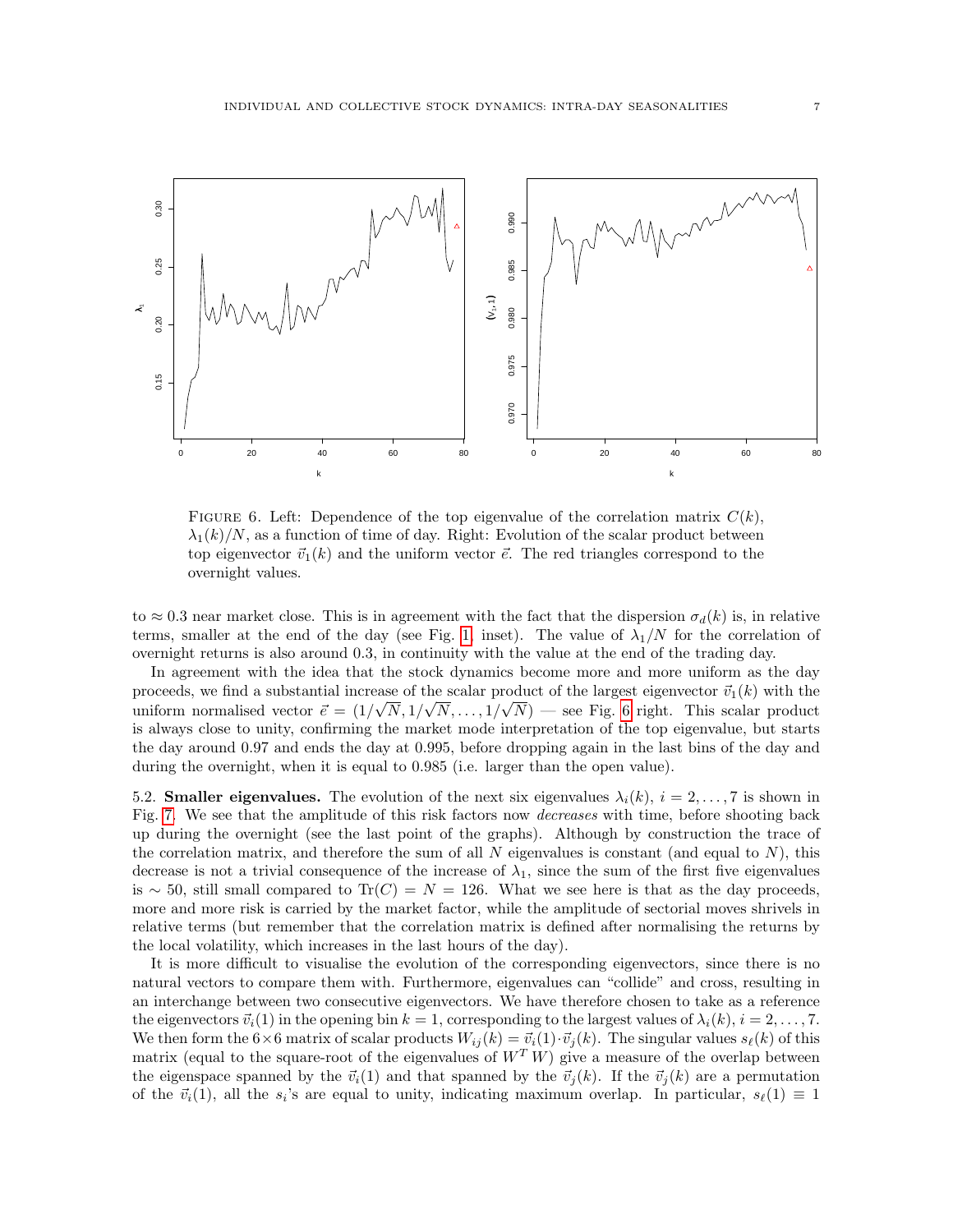0.30

0.25

0.20

0.15

$\lambda_1$

0 20 40 60 80

k

0.990

0.985

0.980

0.975

0.970

$(v_1, 1)$

0 20 40 60 80

k

FIGURE 6. Left: Dependence of the top eigenvalue of the correlation matrix $C(k)$, $\lambda_1(k)/N$, as a function of time of day. Right: Evolution of the scalar product between top eigenvector $\vec{v}_1(k)$ and the uniform vector $\vec{e}$. The red triangles correspond to the overnight values.

to $\approx 0.3$ near market close. This is in agreement with the fact that the dispersion $\sigma_d(k)$ is, in relative terms, smaller at the end of the day (see Fig. 1, inset). The value of $\lambda_1/N$ for the correlation of overnight returns is also around 0.3, in continuity with the value at the end of the trading day.

In agreement with the idea that the stock dynamics become more and more uniform as the day proceeds, we find a substantial increase of the scalar product of the largest eigenvector $\vec{v}_1(k)$ with the uniform normalised vector $\vec{e} = (1/\sqrt{N}, 1/\sqrt{N}, \ldots, 1/\sqrt{N})$ — see Fig. 6 right. This scalar product is always close to unity, confirming the market mode interpretation of the top eigenvalue, but starts the day around 0.97 and ends the day at 0.995, before dropping again in the last bins of the day and during the overnight, when it is equal to 0.985 (i.e. larger than the open value).

5.2. **Smaller eigenvalues.** The evolution of the next six eigenvalues $\lambda_i(k)$, $i = 2, \ldots, 7$ is shown in Fig. 7. We see that the amplitude of this risk factors now *decreases* with time, before shooting back up during the overnight (see the last point of the graphs). Although by construction the trace of the correlation matrix, and therefore the sum of all $N$ eigenvalues is constant (and equal to $N$), this decrease is not a trivial consequence of the increase of $\lambda_1$, since the sum of the first five eigenvalues is $\sim 50$, still small compared to $\text{Tr}(C) = N = 126$. What we see here is that as the day proceeds, more and more risk is carried by the market factor, while the amplitude of sectorial moves shrivels in relative terms (but remember that the correlation matrix is defined after normalising the returns by the local volatility, which increases in the last hours of the day).

It is more difficult to visualise the evolution of the corresponding eigenvectors, since there is no natural vectors to compare them with. Furthermore, eigenvalues can "collide" and cross, resulting in an interchange between two consecutive eigenvectors. We have therefore chosen to take as a reference the eigenvectors $\vec{v}_i(1)$ in the opening bin $k = 1$, corresponding to the largest values of $\lambda_i(k)$, $i = 2, \ldots, 7$. We then form the $6 \times 6$ matrix of scalar products $W_{ij}(k) = \vec{v}_i(1) \cdot \vec{v}_j(k)$. The singular values $s_\ell(k)$ of this matrix (equal to the square-root of the eigenvalues of $W^T W$) give a measure of the overlap between the eigenspace spanned by the $\vec{v}_i(1)$ and that spanned by the $\vec{v}_j(k)$. If the $\vec{v}_j(k)$ are a permutation of the $\vec{v}_i(1)$, all the $s_i$'s are equal to unity, indicating maximum overlap. In particular, $s_\ell(1) \equiv 1$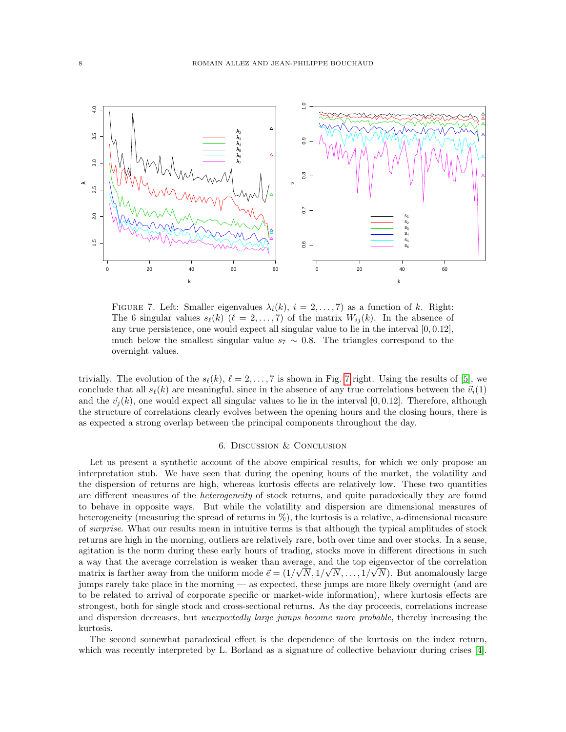λ

4.0
3.5
3.0
2.5
2.0
1.5

0 20 40 60 80

k

$\lambda_2$
$\lambda_3$
$\lambda_4$
$\lambda_5$
$\lambda_6$
$\lambda_7$

s

1.0
0.9
0.8
0.7
0.6

0 20 40 60

k

$s_1$
$s_2$
$s_3$
$s_4$
$s_5$
$s_6$

FIGURE 7. Left: Smaller eigenvalues $\lambda_i(k)$, $i = 2, \ldots, 7$) as a function of $k$. Right: The 6 singular values $s_\ell(k)$ ($\ell = 2, \ldots, 7$) of the matrix $W_{ij}(k)$. In the absence of any true persistence, one would expect all singular value to lie in the interval $[0, 0.12]$, much below the smallest singular value $s_7 \sim 0.8$. The triangles correspond to the overnight values.

trivially. The evolution of the $s_\ell(k)$, $\ell = 2, \ldots, 7$ is shown in Fig. 7 right. Using the results of [5], we conclude that all $s_\ell(k)$ are meaningful, since in the absence of any true correlations between the $\vec{v}_i(1)$ and the $\vec{v}_j(k)$, one would expect all singular values to lie in the interval $[0, 0.12]$. Therefore, although the structure of correlations clearly evolves between the opening hours and the closing hours, there is as expected a strong overlap between the principal components throughout the day.

## 6. Discussion & Conclusion

Let us present a synthetic account of the above empirical results, for which we only propose an interpretation stub. We have seen that during the opening hours of the market, the volatility and the dispersion of returns are high, whereas kurtosis effects are relatively low. These two quantities are different measures of the *heterogeneity* of stock returns, and quite paradoxically they are found to behave in opposite ways. But while the volatility and dispersion are dimensional measures of heterogeneity (measuring the spread of returns in %), the kurtosis is a relative, a-dimensional measure of *surprise*. What our results mean in intuitive terms is that although the typical amplitudes of stock returns are high in the morning, outliers are relatively rare, both over time and over stocks. In a sense, agitation is the norm during these early hours of trading, stocks move in different directions in such a way that the average correlation is weaker than average, and the top eigenvector of the correlation matrix is farther away from the uniform mode $\vec{e} = (1/\sqrt{N}, 1/\sqrt{N}, \ldots, 1/\sqrt{N})$. But anomalously large jumps rarely take place in the morning — as expected, these jumps are more likely overnight (and are to be related to arrival of corporate specific or market-wide information), where kurtosis effects are strongest, both for single stock and cross-sectional returns. As the day proceeds, correlations increase and dispersion decreases, but *unexpectedly large jumps become more probable*, thereby increasing the kurtosis.

The second somewhat paradoxical effect is the dependence of the kurtosis on the index return, which was recently interpreted by L. Borland as a signature of collective behaviour during crises [4].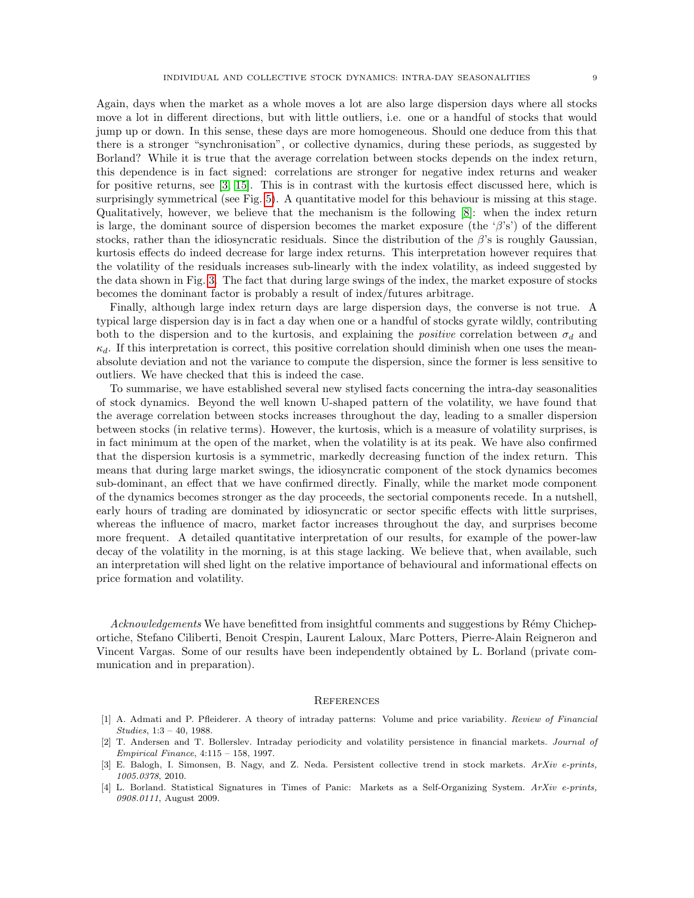Again, days when the market as a whole moves a lot are also large dispersion days where all stocks move a lot in different directions, but with little outliers, i.e. one or a handful of stocks that would jump up or down. In this sense, these days are more homogeneous. Should one deduce from this that there is a stronger "synchronisation", or collective dynamics, during these periods, as suggested by Borland? While it is true that the average correlation between stocks depends on the index return, this dependence is in fact signed: correlations are stronger for negative index returns and weaker for positive returns, see [3, 15]. This is in contrast with the kurtosis effect discussed here, which is surprisingly symmetrical (see Fig. 5). A quantitative model for this behaviour is missing at this stage. Qualitatively, however, we believe that the mechanism is the following [8]: when the index return is large, the dominant source of dispersion becomes the market exposure (the '$\beta$'s') of the different stocks, rather than the idiosyncratic residuals. Since the distribution of the $\beta$'s is roughly Gaussian, kurtosis effects do indeed decrease for large index returns. This interpretation however requires that the volatility of the residuals increases sub-linearly with the index volatility, as indeed suggested by the data shown in Fig. 3. The fact that during large swings of the index, the market exposure of stocks becomes the dominant factor is probably a result of index/futures arbitrage.

Finally, although large index return days are large dispersion days, the converse is not true. A typical large dispersion day is in fact a day when one or a handful of stocks gyrate wildly, contributing both to the dispersion and to the kurtosis, and explaining the *positive* correlation between $\sigma_d$ and $\kappa_d$. If this interpretation is correct, this positive correlation should diminish when one uses the mean-absolute deviation and not the variance to compute the dispersion, since the former is less sensitive to outliers. We have checked that this is indeed the case.

To summarise, we have established several new stylised facts concerning the intra-day seasonalities of stock dynamics. Beyond the well known U-shaped pattern of the volatility, we have found that the average correlation between stocks increases throughout the day, leading to a smaller dispersion between stocks (in relative terms). However, the kurtosis, which is a measure of volatility surprises, is in fact minimum at the open of the market, when the volatility is at its peak. We have also confirmed that the dispersion kurtosis is a symmetric, markedly decreasing function of the index return. This means that during large market swings, the idiosyncratic component of the stock dynamics becomes sub-dominant, an effect that we have confirmed directly. Finally, while the market mode component of the dynamics becomes stronger as the day proceeds, the sectorial components recede. In a nutshell, early hours of trading are dominated by idiosyncratic or sector specific effects with little surprises, whereas the influence of macro, market factor increases throughout the day, and surprises become more frequent. A detailed quantitative interpretation of our results, for example of the power-law decay of the volatility in the morning, is at this stage lacking. We believe that, when available, such an interpretation will shed light on the relative importance of behavioural and informational effects on price formation and volatility.

*Acknowledgements* We have benefitted from insightful comments and suggestions by Rémy Chicheportiche, Stefano Ciliberti, Benoit Crespin, Laurent Laloux, Marc Potters, Pierre-Alain Reigneron and Vincent Vargas. Some of our results have been independently obtained by L. Borland (private communication and in preparation).

## References

[1] A. Admati and P. Pfleiderer. A theory of intraday patterns: Volume and price variability. *Review of Financial Studies*, 1:3 – 40, 1988.

[2] T. Andersen and T. Bollerslev. Intraday periodicity and volatility persistence in financial markets. *Journal of Empirical Finance*, 4:115 – 158, 1997.

[3] E. Balogh, I. Simonsen, B. Nagy, and Z. Neda. Persistent collective trend in stock markets. *ArXiv e-prints, 1005.0378*, 2010.

[4] L. Borland. Statistical Signatures in Times of Panic: Markets as a Self-Organizing System. *ArXiv e-prints, 0908.0111*, August 2009.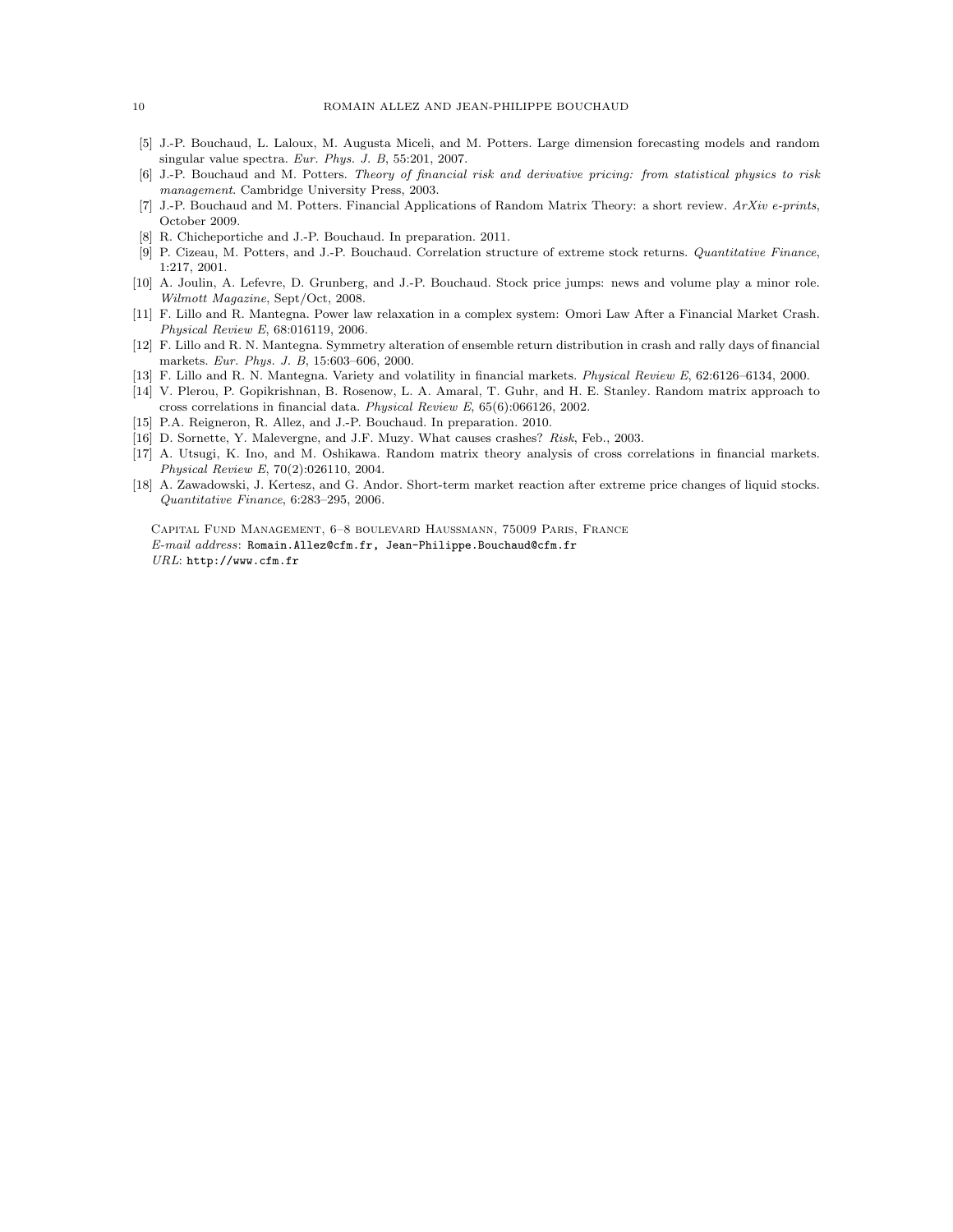[5] J.-P. Bouchaud, L. Laloux, M. Augusta Miceli, and M. Potters. Large dimension forecasting models and random singular value spectra. *Eur. Phys. J. B*, 55:201, 2007.

[6] J.-P. Bouchaud and M. Potters. *Theory of financial risk and derivative pricing: from statistical physics to risk management*. Cambridge University Press, 2003.

[7] J.-P. Bouchaud and M. Potters. Financial Applications of Random Matrix Theory: a short review. *ArXiv e-prints*, October 2009.

[8] R. Chicheportiche and J.-P. Bouchaud. In preparation. 2011.

[9] P. Cizeau, M. Potters, and J.-P. Bouchaud. Correlation structure of extreme stock returns. *Quantitative Finance*, 1:217, 2001.

[10] A. Joulin, A. Lefevre, D. Grunberg, and J.-P. Bouchaud. Stock price jumps: news and volume play a minor role. *Wilmott Magazine*, Sept/Oct, 2008.

[11] F. Lillo and R. Mantegna. Power law relaxation in a complex system: Omori Law After a Financial Market Crash. *Physical Review E*, 68:016119, 2006.

[12] F. Lillo and R. N. Mantegna. Symmetry alteration of ensemble return distribution in crash and rally days of financial markets. *Eur. Phys. J. B*, 15:603–606, 2000.

[13] F. Lillo and R. N. Mantegna. Variety and volatility in financial markets. *Physical Review E*, 62:6126–6134, 2000.

[14] V. Plerou, P. Gopikrishnan, B. Rosenow, L. A. Amaral, T. Guhr, and H. E. Stanley. Random matrix approach to cross correlations in financial data. *Physical Review E*, 65(6):066126, 2002.

[15] P.A. Reigneron, R. Allez, and J.-P. Bouchaud. In preparation. 2010.

[16] D. Sornette, Y. Malevergne, and J.F. Muzy. What causes crashes? *Risk*, Feb., 2003.

[17] A. Utsugi, K. Ino, and M. Oshikawa. Random matrix theory analysis of cross correlations in financial markets. *Physical Review E*, 70(2):026110, 2004.

[18] A. Zawadowski, J. Kertesz, and G. Andor. Short-term market reaction after extreme price changes of liquid stocks. *Quantitative Finance*, 6:283–295, 2006.

Capital Fund Management, 6–8 boulevard Haussmann, 75009 Paris, France

*E-mail address*: Romain.Allez@cfm.fr, Jean-Philippe.Bouchaud@cfm.fr

*URL*: http://www.cfm.fr